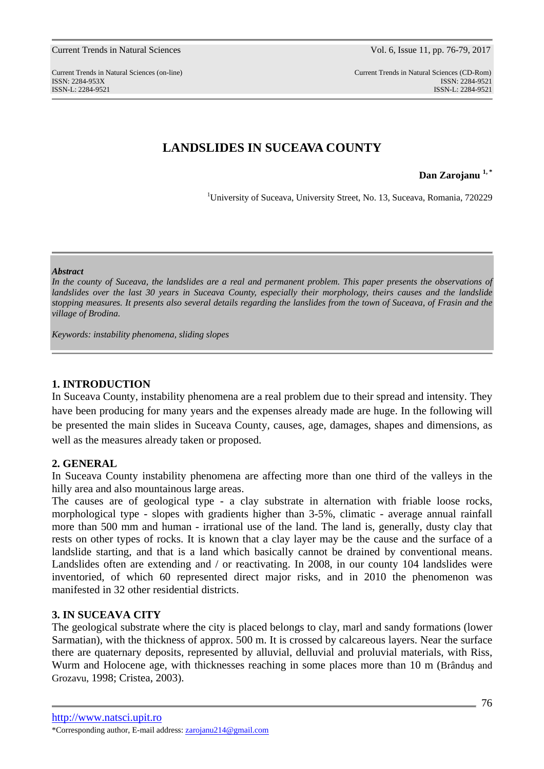# LANDSLIDES IN SUCEAVA COUNTY

**Dan Zarojanu** [1,*]

[1]University of Suceava, University Street, No. 13, Suceava, Romania, 720229

***Abstract***

*In the county of Suceava, the landslides are a real and permanent problem. This paper presents the observations of landslides over the last 30 years in Suceava County, especially their morphology, theirs causes and the landslide stopping measures. It presents also several details regarding the lanslides from the town of Suceava, of Frasin and the village of Brodina.*

*Keywords: instability phenomena, sliding slopes*

## 1. INTRODUCTION

In Suceava County, instability phenomena are a real problem due to their spread and intensity. They have been producing for many years and the expenses already made are huge. In the following will be presented the main slides in Suceava County, causes, age, damages, shapes and dimensions, as well as the measures already taken or proposed.

## 2. GENERAL

In Suceava County instability phenomena are affecting more than one third of the valleys in the hilly area and also mountainous large areas.

The causes are of geological type - a clay substrate in alternation with friable loose rocks, morphological type - slopes with gradients higher than 3-5%, climatic - average annual rainfall more than 500 mm and human - irrational use of the land. The land is, generally, dusty clay that rests on other types of rocks. It is known that a clay layer may be the cause and the surface of a landslide starting, and that is a land which basically cannot be drained by conventional means. Landslides often are extending and / or reactivating. In 2008, in our county 104 landslides were inventoried, of which 60 represented direct major risks, and in 2010 the phenomenon was manifested in 32 other residential districts.

## 3. IN SUCEAVA CITY

The geological substrate where the city is placed belongs to clay, marl and sandy formations (lower Sarmatian), with the thickness of approx. 500 m. It is crossed by calcareous layers. Near the surface there are quaternary deposits, represented by alluvial, delluvial and proluvial materials, with Riss, Wurm and Holocene age, with thicknesses reaching in some places more than 10 m (Brânduş and Grozavu, 1998; Cristea, 2003).

http://www.natsci.upit.ro

*Corresponding author, E-mail address: zarojanu214@gmail.com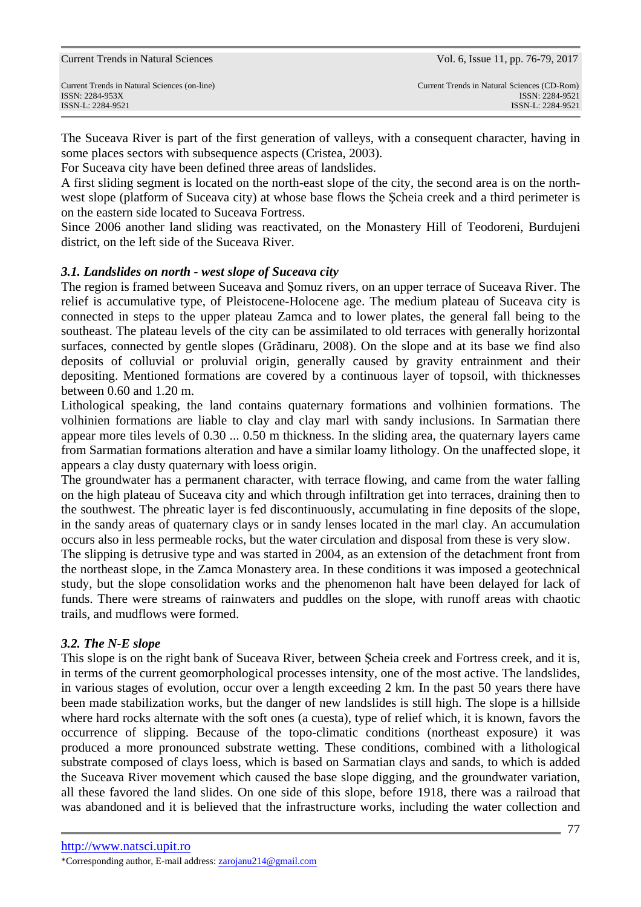The Suceava River is part of the first generation of valleys, with a consequent character, having in some places sectors with subsequence aspects (Cristea, 2003).

For Suceava city have been defined three areas of landslides.

A first sliding segment is located on the north-east slope of the city, the second area is on the north-west slope (platform of Suceava city) at whose base flows the Şcheia creek and a third perimeter is on the eastern side located to Suceava Fortress.

Since 2006 another land sliding was reactivated, on the Monastery Hill of Teodoreni, Burdujeni district, on the left side of the Suceava River.

### *3.1. Landslides on north - west slope of Suceava city*

The region is framed between Suceava and Şomuz rivers, on an upper terrace of Suceava River. The relief is accumulative type, of Pleistocene-Holocene age. The medium plateau of Suceava city is connected in steps to the upper plateau Zamca and to lower plates, the general fall being to the southeast. The plateau levels of the city can be assimilated to old terraces with generally horizontal surfaces, connected by gentle slopes (Grădinaru, 2008). On the slope and at its base we find also deposits of colluvial or proluvial origin, generally caused by gravity entrainment and their depositing. Mentioned formations are covered by a continuous layer of topsoil, with thicknesses between 0.60 and 1.20 m.

Lithological speaking, the land contains quaternary formations and volhinien formations. The volhinien formations are liable to clay and clay marl with sandy inclusions. In Sarmatian there appear more tiles levels of 0.30 ... 0.50 m thickness. In the sliding area, the quaternary layers came from Sarmatian formations alteration and have a similar loamy lithology. On the unaffected slope, it appears a clay dusty quaternary with loess origin.

The groundwater has a permanent character, with terrace flowing, and came from the water falling on the high plateau of Suceava city and which through infiltration get into terraces, draining then to the southwest. The phreatic layer is fed discontinuously, accumulating in fine deposits of the slope, in the sandy areas of quaternary clays or in sandy lenses located in the marl clay. An accumulation occurs also in less permeable rocks, but the water circulation and disposal from these is very slow.

The slipping is detrusive type and was started in 2004, as an extension of the detachment front from the northeast slope, in the Zamca Monastery area. In these conditions it was imposed a geotechnical study, but the slope consolidation works and the phenomenon halt have been delayed for lack of funds. There were streams of rainwaters and puddles on the slope, with runoff areas with chaotic trails, and mudflows were formed.

### *3.2. The N-E slope*

This slope is on the right bank of Suceava River, between Şcheia creek and Fortress creek, and it is, in terms of the current geomorphological processes intensity, one of the most active. The landslides, in various stages of evolution, occur over a length exceeding 2 km. In the past 50 years there have been made stabilization works, but the danger of new landslides is still high. The slope is a hillside where hard rocks alternate with the soft ones (a cuesta), type of relief which, it is known, favors the occurrence of slipping. Because of the topo-climatic conditions (northeast exposure) it was produced a more pronounced substrate wetting. These conditions, combined with a lithological substrate composed of clays loess, which is based on Sarmatian clays and sands, to which is added the Suceava River movement which caused the base slope digging, and the groundwater variation, all these favored the land slides. On one side of this slope, before 1918, there was a railroad that was abandoned and it is believed that the infrastructure works, including the water collection and

http://www.natsci.upit.ro

*Corresponding author, E-mail address: zarojanu214@gmail.com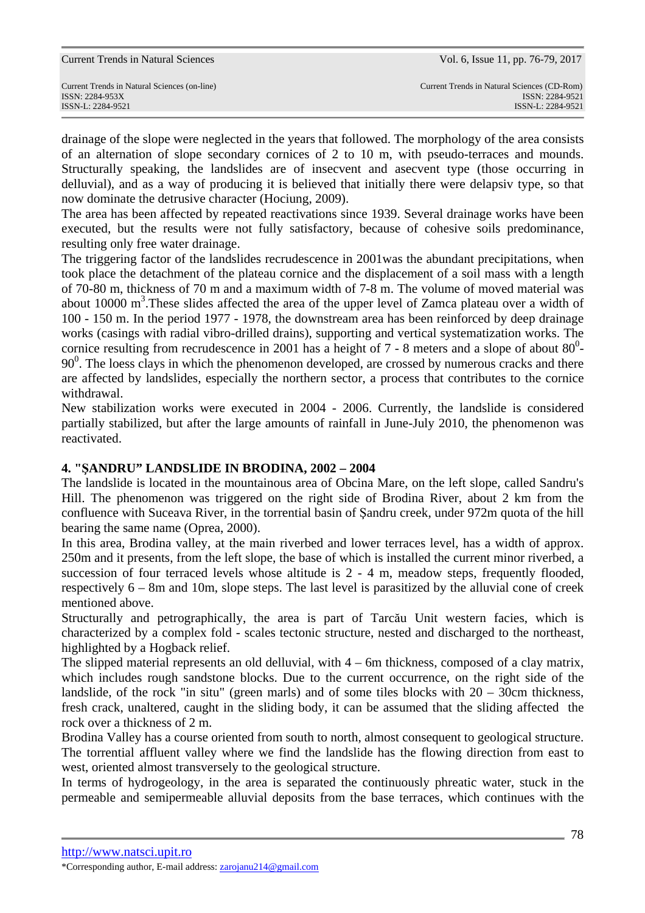drainage of the slope were neglected in the years that followed. The morphology of the area consists of an alternation of slope secondary cornices of 2 to 10 m, with pseudo-terraces and mounds. Structurally speaking, the landslides are of insecvent and asecvent type (those occurring in delluvial), and as a way of producing it is believed that initially there were delapsiv type, so that now dominate the detrusive character (Hociung, 2009).

The area has been affected by repeated reactivations since 1939. Several drainage works have been executed, but the results were not fully satisfactory, because of cohesive soils predominance, resulting only free water drainage.

The triggering factor of the landslides recrudescence in 2001was the abundant precipitations, when took place the detachment of the plateau cornice and the displacement of a soil mass with a length of 70-80 m, thickness of 70 m and a maximum width of 7-8 m. The volume of moved material was about 10000 $m^3$.These slides affected the area of the upper level of Zamca plateau over a width of 100 - 150 m. In the period 1977 - 1978, the downstream area has been reinforced by deep drainage works (casings with radial vibro-drilled drains), supporting and vertical systematization works. The cornice resulting from recrudescence in 2001 has a height of 7 - 8 meters and a slope of about $80^0$-$90^0$. The loess clays in which the phenomenon developed, are crossed by numerous cracks and there are affected by landslides, especially the northern sector, a process that contributes to the cornice withdrawal.

New stabilization works were executed in 2004 - 2006. Currently, the landslide is considered partially stabilized, but after the large amounts of rainfall in June-July 2010, the phenomenon was reactivated.

## 4. "ŞANDRU" LANDSLIDE IN BRODINA, 2002 – 2004

The landslide is located in the mountainous area of Obcina Mare, on the left slope, called Sandru's Hill. The phenomenon was triggered on the right side of Brodina River, about 2 km from the confluence with Suceava River, in the torrential basin of Şandru creek, under 972m quota of the hill bearing the same name (Oprea, 2000).

In this area, Brodina valley, at the main riverbed and lower terraces level, has a width of approx. 250m and it presents, from the left slope, the base of which is installed the current minor riverbed, a succession of four terraced levels whose altitude is 2 - 4 m, meadow steps, frequently flooded, respectively 6 – 8m and 10m, slope steps. The last level is parasitized by the alluvial cone of creek mentioned above.

Structurally and petrographically, the area is part of Tarcău Unit western facies, which is characterized by a complex fold - scales tectonic structure, nested and discharged to the northeast, highlighted by a Hogback relief.

The slipped material represents an old delluvial, with 4 – 6m thickness, composed of a clay matrix, which includes rough sandstone blocks. Due to the current occurrence, on the right side of the landslide, of the rock "in situ" (green marls) and of some tiles blocks with 20 – 30cm thickness, fresh crack, unaltered, caught in the sliding body, it can be assumed that the sliding affected the rock over a thickness of 2 m.

Brodina Valley has a course oriented from south to north, almost consequent to geological structure. The torrential affluent valley where we find the landslide has the flowing direction from east to west, oriented almost transversely to the geological structure.

In terms of hydrogeology, in the area is separated the continuously phreatic water, stuck in the permeable and semipermeable alluvial deposits from the base terraces, which continues with the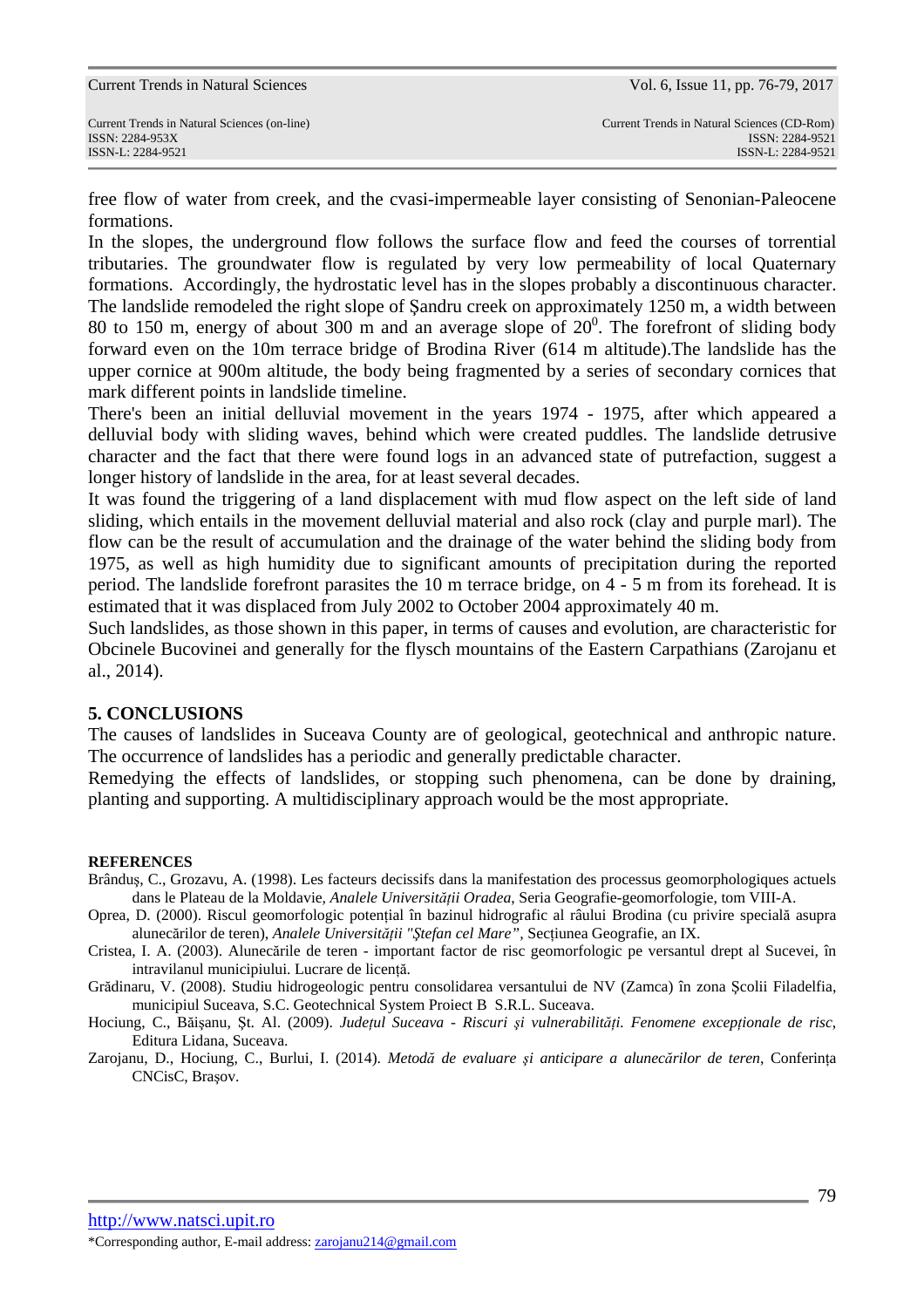free flow of water from creek, and the cvasi-impermeable layer consisting of Senonian-Paleocene formations.
In the slopes, the underground flow follows the surface flow and feed the courses of torrential tributaries. The groundwater flow is regulated by very low permeability of local Quaternary formations. Accordingly, the hydrostatic level has in the slopes probably a discontinuous character.
The landslide remodeled the right slope of Şandru creek on approximately 1250 m, a width between 80 to 150 m, energy of about 300 m and an average slope of $20^0$. The forefront of sliding body forward even on the 10m terrace bridge of Brodina River (614 m altitude).The landslide has the upper cornice at 900m altitude, the body being fragmented by a series of secondary cornices that mark different points in landslide timeline.
There's been an initial delluvial movement in the years 1974 - 1975, after which appeared a delluvial body with sliding waves, behind which were created puddles. The landslide detrusive character and the fact that there were found logs in an advanced state of putrefaction, suggest a longer history of landslide in the area, for at least several decades.
It was found the triggering of a land displacement with mud flow aspect on the left side of land sliding, which entails in the movement delluvial material and also rock (clay and purple marl). The flow can be the result of accumulation and the drainage of the water behind the sliding body from 1975, as well as high humidity due to significant amounts of precipitation during the reported period. The landslide forefront parasites the 10 m terrace bridge, on 4 - 5 m from its forehead. It is estimated that it was displaced from July 2002 to October 2004 approximately 40 m.
Such landslides, as those shown in this paper, in terms of causes and evolution, are characteristic for Obcinele Bucovinei and generally for the flysch mountains of the Eastern Carpathians (Zarojanu et al., 2014).

## 5. CONCLUSIONS

The causes of landslides in Suceava County are of geological, geotechnical and anthropic nature. The occurrence of landslides has a periodic and generally predictable character.
Remedying the effects of landslides, or stopping such phenomena, can be done by draining, planting and supporting. A multidisciplinary approach would be the most appropriate.

## REFERENCES

Brânduş, C., Grozavu, A. (1998). Les facteurs decissifs dans la manifestation des processus geomorphologiques actuels dans le Plateau de la Moldavie, *Analele Universităţii Oradea*, Seria Geografie-geomorfologie, tom VIII-A.

Oprea, D. (2000). Riscul geomorfologic potenţial în bazinul hidrografic al râului Brodina (cu privire specială asupra alunecărilor de teren), *Analele Universităţii "Ştefan cel Mare"*, Secţiunea Geografie, an IX.

Cristea, I. A. (2003). Alunecările de teren - important factor de risc geomorfologic pe versantul drept al Sucevei, în intravilanul municipiului. Lucrare de licenţă.

Grădinaru, V. (2008). Studiu hidrogeologic pentru consolidarea versantului de NV (Zamca) în zona Şcolii Filadelfia, municipiul Suceava, S.C. Geotechnical System Proiect B S.R.L. Suceava.

Hociung, C., Băişanu, Şt. Al. (2009). *Judeţul Suceava - Riscuri şi vulnerabilităţi. Fenomene excepţionale de risc*, Editura Lidana, Suceava.

Zarojanu, D., Hociung, C., Burlui, I. (2014). *Metodă de evaluare şi anticipare a alunecărilor de teren*, Conferinţa CNCisC, Braşov.

http://www.natsci.upit.ro
*Corresponding author, E-mail address: zarojanu214@gmail.com